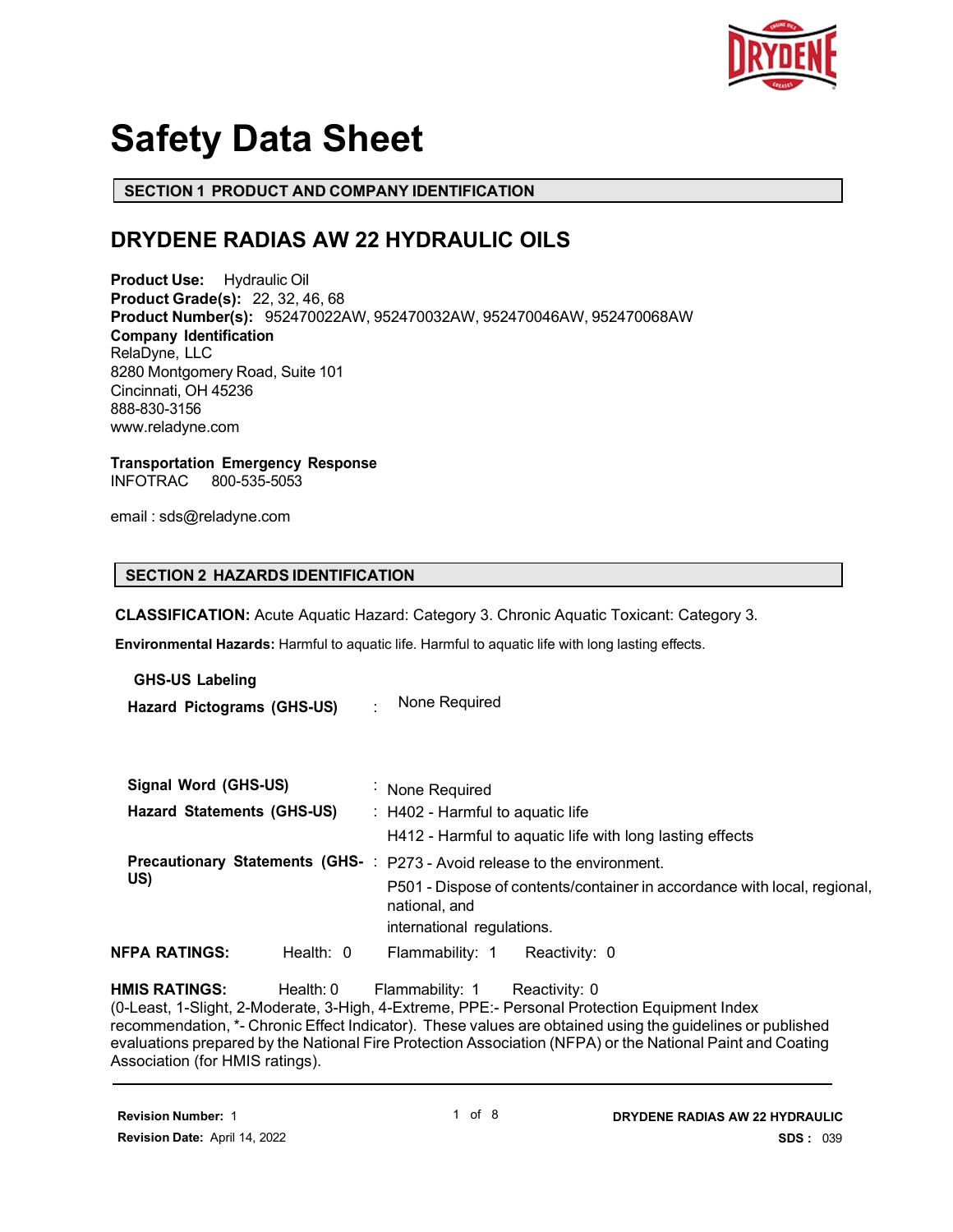# Safety Data Sheet

## SECTION 1 PRODUCT AND COMPANY IDENTIFICATION

## DRYDENE RADIAS AW 22 HYDRAULIC OILS

**Product Use:** Hydraulic Oil
**Product Grade(s):** 22, 32, 46, 68
**Product Number(s):** 952470022AW, 952470032AW, 952470046AW, 952470068AW
**Company Identification**
RelaDyne, LLC
8280 Montgomery Road, Suite 101
Cincinnati, OH 45236
888-830-3156
www.reladyne.com

**Transportation Emergency Response**
INFOTRAC 800-535-5053

email : sds@reladyne.com

## SECTION 2 HAZARDS IDENTIFICATION

**CLASSIFICATION:** Acute Aquatic Hazard: Category 3. Chronic Aquatic Toxicant: Category 3.

**Environmental Hazards:** Harmful to aquatic life. Harmful to aquatic life with long lasting effects.

**GHS-US Labeling**

**Hazard Pictograms (GHS-US)** : None Required

**Signal Word (GHS-US)** : None Required

**Hazard Statements (GHS-US)** : H402 - Harmful to aquatic life
H412 - Harmful to aquatic life with long lasting effects

**Precautionary Statements (GHS-US)** : P273 - Avoid release to the environment.
P501 - Dispose of contents/container in accordance with local, regional, national, and
international regulations.

**NFPA RATINGS:** Health: 0 Flammability: 1 Reactivity: 0

**HMIS RATINGS:** Health: 0 Flammability: 1 Reactivity: 0
(0-Least, 1-Slight, 2-Moderate, 3-High, 4-Extreme, PPE:- Personal Protection Equipment Index recommendation, *- Chronic Effect Indicator). These values are obtained using the guidelines or published evaluations prepared by the National Fire Protection Association (NFPA) or the National Paint and Coating Association (for HMIS ratings).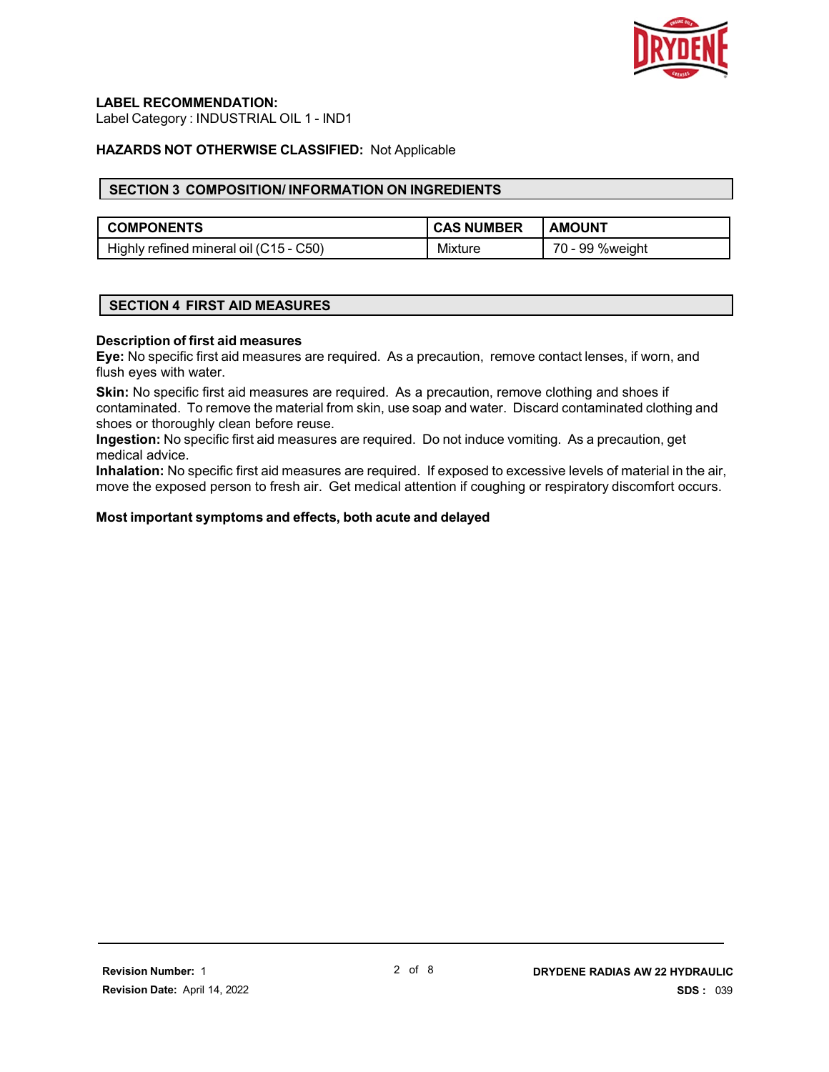**LABEL RECOMMENDATION:**
Label Category : INDUSTRIAL OIL 1 - IND1

**HAZARDS NOT OTHERWISE CLASSIFIED:** Not Applicable

## SECTION 3 COMPOSITION/ INFORMATION ON INGREDIENTS

| COMPONENTS | CAS NUMBER | AMOUNT |
|---|---|---|
| Highly refined mineral oil (C15 - C50) | Mixture | 70 - 99 %weight |

## SECTION 4 FIRST AID MEASURES

**Description of first aid measures**

**Eye:** No specific first aid measures are required. As a precaution, remove contact lenses, if worn, and flush eyes with water.

**Skin:** No specific first aid measures are required. As a precaution, remove clothing and shoes if contaminated. To remove the material from skin, use soap and water. Discard contaminated clothing and shoes or thoroughly clean before reuse.

**Ingestion:** No specific first aid measures are required. Do not induce vomiting. As a precaution, get medical advice.

**Inhalation:** No specific first aid measures are required. If exposed to excessive levels of material in the air, move the exposed person to fresh air. Get medical attention if coughing or respiratory discomfort occurs.

**Most important symptoms and effects, both acute and delayed**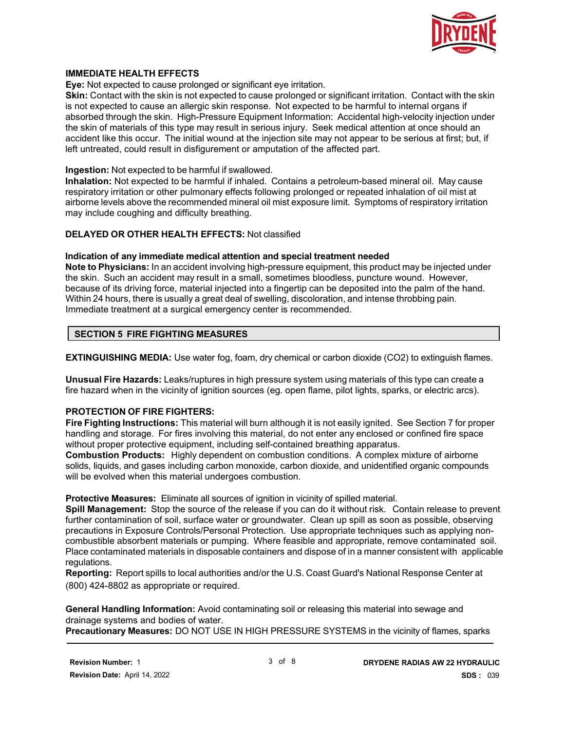### IMMEDIATE HEALTH EFFECTS

**Eye:** Not expected to cause prolonged or significant eye irritation.

**Skin:** Contact with the skin is not expected to cause prolonged or significant irritation. Contact with the skin is not expected to cause an allergic skin response. Not expected to be harmful to internal organs if absorbed through the skin. High-Pressure Equipment Information: Accidental high-velocity injection under the skin of materials of this type may result in serious injury. Seek medical attention at once should an accident like this occur. The initial wound at the injection site may not appear to be serious at first; but, if left untreated, could result in disfigurement or amputation of the affected part.

**Ingestion:** Not expected to be harmful if swallowed.

**Inhalation:** Not expected to be harmful if inhaled. Contains a petroleum-based mineral oil. May cause respiratory irritation or other pulmonary effects following prolonged or repeated inhalation of oil mist at airborne levels above the recommended mineral oil mist exposure limit. Symptoms of respiratory irritation may include coughing and difficulty breathing.

**DELAYED OR OTHER HEALTH EFFECTS:** Not classified

**Indication of any immediate medical attention and special treatment needed**

**Note to Physicians:** In an accident involving high-pressure equipment, this product may be injected under the skin. Such an accident may result in a small, sometimes bloodless, puncture wound. However, because of its driving force, material injected into a fingertip can be deposited into the palm of the hand. Within 24 hours, there is usually a great deal of swelling, discoloration, and intense throbbing pain. Immediate treatment at a surgical emergency center is recommended.

## SECTION 5 FIRE FIGHTING MEASURES

**EXTINGUISHING MEDIA:** Use water fog, foam, dry chemical or carbon dioxide (CO2) to extinguish flames.

**Unusual Fire Hazards:** Leaks/ruptures in high pressure system using materials of this type can create a fire hazard when in the vicinity of ignition sources (eg. open flame, pilot lights, sparks, or electric arcs).

**PROTECTION OF FIRE FIGHTERS:**

**Fire Fighting Instructions:** This material will burn although it is not easily ignited. See Section 7 for proper handling and storage. For fires involving this material, do not enter any enclosed or confined fire space without proper protective equipment, including self-contained breathing apparatus.

**Combustion Products:** Highly dependent on combustion conditions. A complex mixture of airborne solids, liquids, and gases including carbon monoxide, carbon dioxide, and unidentified organic compounds will be evolved when this material undergoes combustion.

**Protective Measures:** Eliminate all sources of ignition in vicinity of spilled material.

**Spill Management:** Stop the source of the release if you can do it without risk. Contain release to prevent further contamination of soil, surface water or groundwater. Clean up spill as soon as possible, observing precautions in Exposure Controls/Personal Protection. Use appropriate techniques such as applying non-combustible absorbent materials or pumping. Where feasible and appropriate, remove contaminated soil. Place contaminated materials in disposable containers and dispose of in a manner consistent with applicable regulations.

**Reporting:** Report spills to local authorities and/or the U.S. Coast Guard's National Response Center at (800) 424-8802 as appropriate or required.

**General Handling Information:** Avoid contaminating soil or releasing this material into sewage and drainage systems and bodies of water.

**Precautionary Measures:** DO NOT USE IN HIGH PRESSURE SYSTEMS in the vicinity of flames, sparks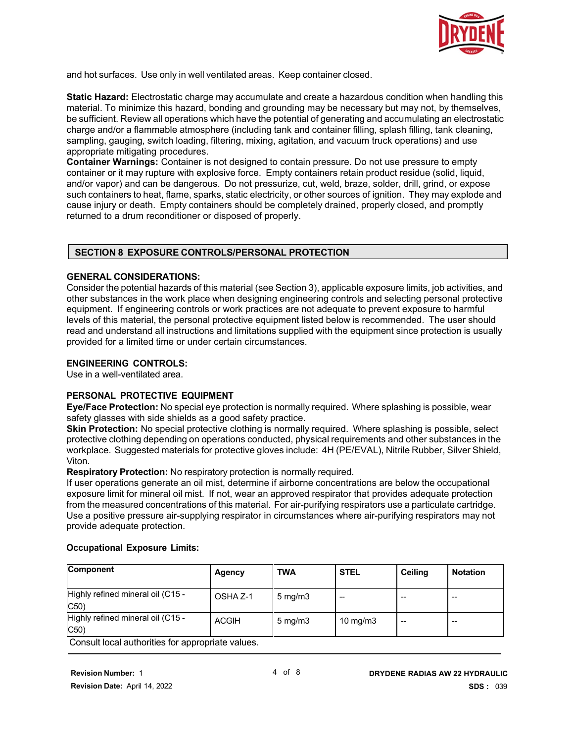and hot surfaces. Use only in well ventilated areas. Keep container closed.

**Static Hazard:** Electrostatic charge may accumulate and create a hazardous condition when handling this material. To minimize this hazard, bonding and grounding may be necessary but may not, by themselves, be sufficient. Review all operations which have the potential of generating and accumulating an electrostatic charge and/or a flammable atmosphere (including tank and container filling, splash filling, tank cleaning, sampling, gauging, switch loading, filtering, mixing, agitation, and vacuum truck operations) and use appropriate mitigating procedures.
**Container Warnings:** Container is not designed to contain pressure. Do not use pressure to empty container or it may rupture with explosive force. Empty containers retain product residue (solid, liquid, and/or vapor) and can be dangerous. Do not pressurize, cut, weld, braze, solder, drill, grind, or expose such containers to heat, flame, sparks, static electricity, or other sources of ignition. They may explode and cause injury or death. Empty containers should be completely drained, properly closed, and promptly returned to a drum reconditioner or disposed of properly.

## SECTION 8 EXPOSURE CONTROLS/PERSONAL PROTECTION

### GENERAL CONSIDERATIONS:

Consider the potential hazards of this material (see Section 3), applicable exposure limits, job activities, and other substances in the work place when designing engineering controls and selecting personal protective equipment. If engineering controls or work practices are not adequate to prevent exposure to harmful levels of this material, the personal protective equipment listed below is recommended. The user should read and understand all instructions and limitations supplied with the equipment since protection is usually provided for a limited time or under certain circumstances.

### ENGINEERING CONTROLS:

Use in a well-ventilated area.

### PERSONAL PROTECTIVE EQUIPMENT

**Eye/Face Protection:** No special eye protection is normally required. Where splashing is possible, wear safety glasses with side shields as a good safety practice.
**Skin Protection:** No special protective clothing is normally required. Where splashing is possible, select protective clothing depending on operations conducted, physical requirements and other substances in the workplace. Suggested materials for protective gloves include: 4H (PE/EVAL), Nitrile Rubber, Silver Shield, Viton.
**Respiratory Protection:** No respiratory protection is normally required.
If user operations generate an oil mist, determine if airborne concentrations are below the occupational exposure limit for mineral oil mist. If not, wear an approved respirator that provides adequate protection from the measured concentrations of this material. For air-purifying respirators use a particulate cartridge. Use a positive pressure air-supplying respirator in circumstances where air-purifying respirators may not provide adequate protection.

**Occupational Exposure Limits:**

| Component | Agency | TWA | STEL | Ceiling | Notation |
|---|---|---|---|---|---|
| Highly refined mineral oil (C15 - C50) | OSHA Z-1 | 5 mg/m3 | -- | -- | -- |
| Highly refined mineral oil (C15 - C50) | ACGIH | 5 mg/m3 | 10 mg/m3 | -- | -- |

Consult local authorities for appropriate values.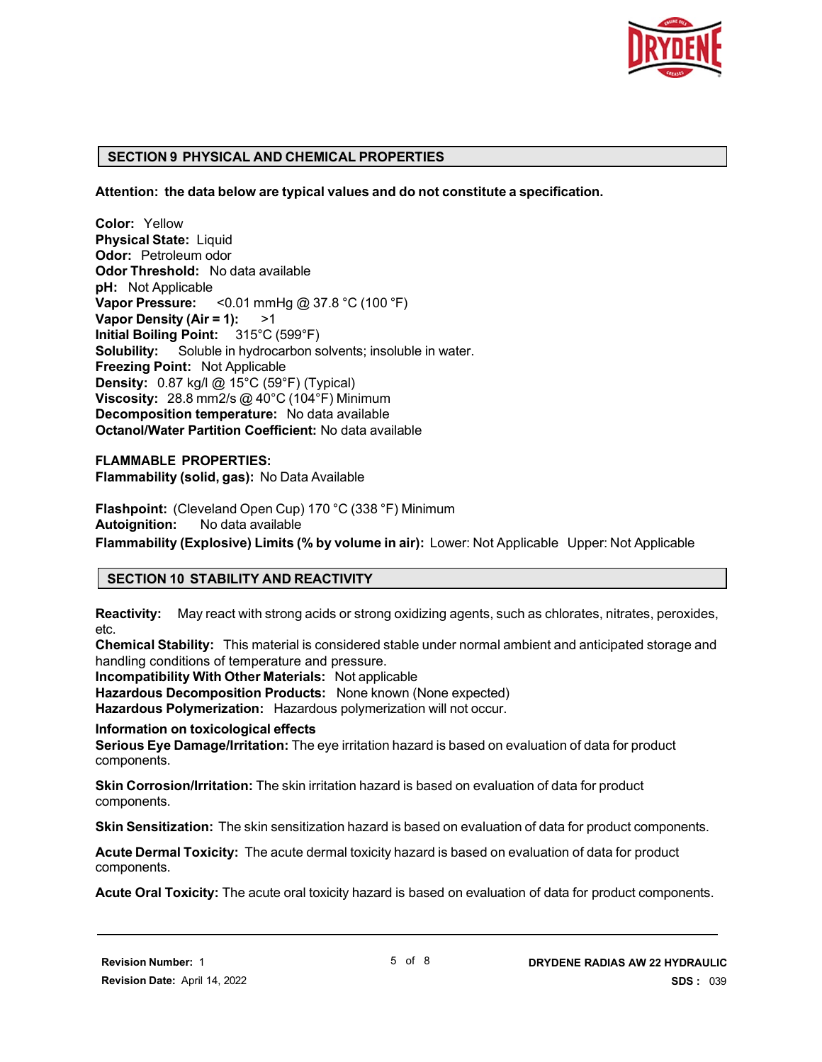## SECTION 9 PHYSICAL AND CHEMICAL PROPERTIES

**Attention: the data below are typical values and do not constitute a specification.**

**Color:** Yellow
**Physical State:** Liquid
**Odor:** Petroleum odor
**Odor Threshold:** No data available
**pH:** Not Applicable
**Vapor Pressure:** <0.01 mmHg @ 37.8 °C (100 °F)
**Vapor Density (Air = 1):** >1
**Initial Boiling Point:** 315°C (599°F)
**Solubility:** Soluble in hydrocarbon solvents; insoluble in water.
**Freezing Point:** Not Applicable
**Density:** 0.87 kg/l @ 15°C (59°F) (Typical)
**Viscosity:** 28.8 mm2/s @ 40°C (104°F) Minimum
**Decomposition temperature:** No data available
**Octanol/Water Partition Coefficient:** No data available

**FLAMMABLE PROPERTIES:**
**Flammability (solid, gas):** No Data Available

**Flashpoint:** (Cleveland Open Cup) 170 °C (338 °F) Minimum
**Autoignition:** No data available
**Flammability (Explosive) Limits (% by volume in air):** Lower: Not Applicable Upper: Not Applicable

## SECTION 10 STABILITY AND REACTIVITY

**Reactivity:** May react with strong acids or strong oxidizing agents, such as chlorates, nitrates, peroxides, etc.
**Chemical Stability:** This material is considered stable under normal ambient and anticipated storage and handling conditions of temperature and pressure.
**Incompatibility With Other Materials:** Not applicable
**Hazardous Decomposition Products:** None known (None expected)
**Hazardous Polymerization:** Hazardous polymerization will not occur.

**Information on toxicological effects**
**Serious Eye Damage/Irritation:** The eye irritation hazard is based on evaluation of data for product components.

**Skin Corrosion/Irritation:** The skin irritation hazard is based on evaluation of data for product components.

**Skin Sensitization:** The skin sensitization hazard is based on evaluation of data for product components.

**Acute Dermal Toxicity:** The acute dermal toxicity hazard is based on evaluation of data for product components.

**Acute Oral Toxicity:** The acute oral toxicity hazard is based on evaluation of data for product components.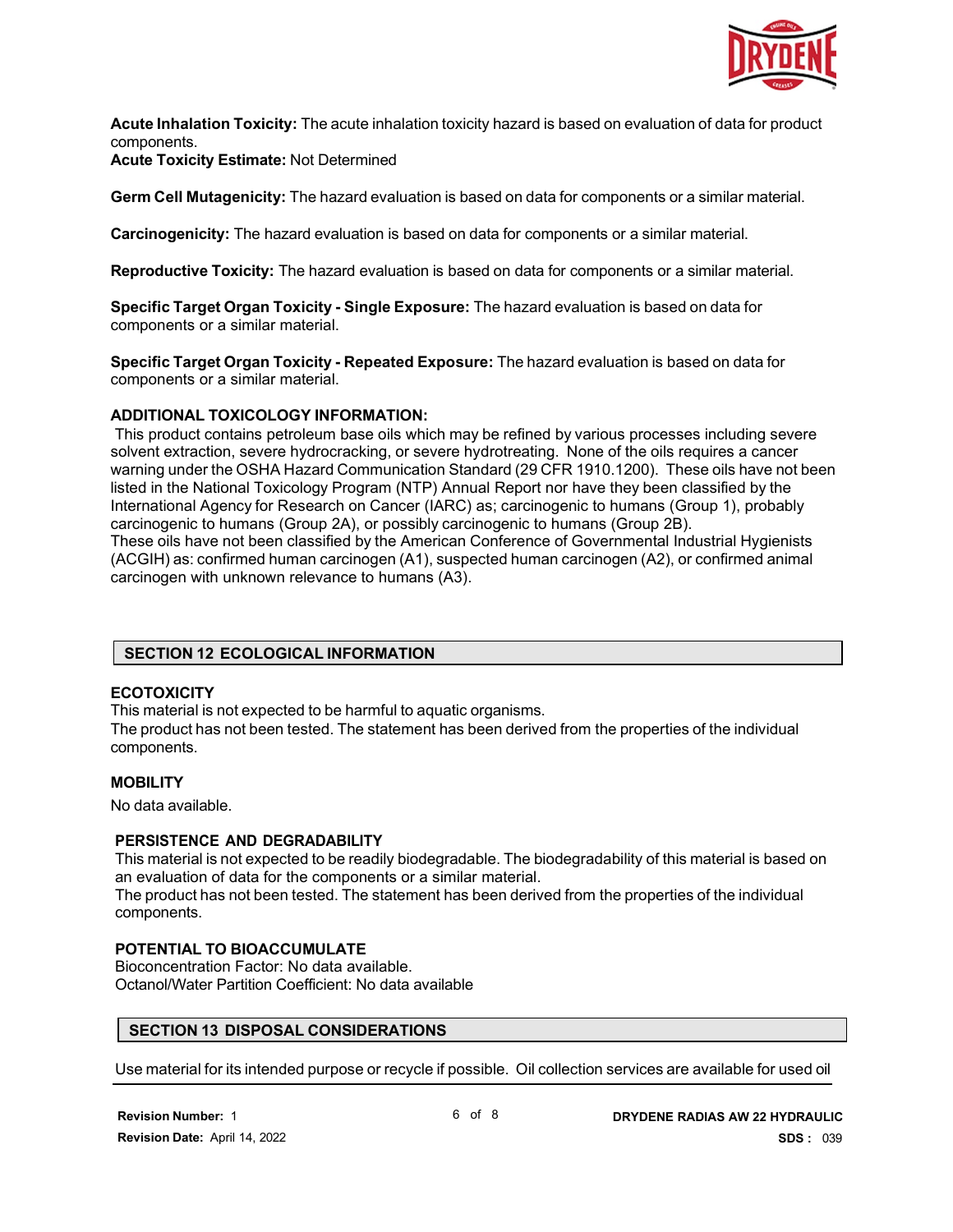**Acute Inhalation Toxicity:** The acute inhalation toxicity hazard is based on evaluation of data for product components.
**Acute Toxicity Estimate:** Not Determined

**Germ Cell Mutagenicity:** The hazard evaluation is based on data for components or a similar material.

**Carcinogenicity:** The hazard evaluation is based on data for components or a similar material.

**Reproductive Toxicity:** The hazard evaluation is based on data for components or a similar material.

**Specific Target Organ Toxicity - Single Exposure:** The hazard evaluation is based on data for components or a similar material.

**Specific Target Organ Toxicity - Repeated Exposure:** The hazard evaluation is based on data for components or a similar material.

**ADDITIONAL TOXICOLOGY INFORMATION:**
This product contains petroleum base oils which may be refined by various processes including severe solvent extraction, severe hydrocracking, or severe hydrotreating. None of the oils requires a cancer warning under the OSHA Hazard Communication Standard (29 CFR 1910.1200). These oils have not been listed in the National Toxicology Program (NTP) Annual Report nor have they been classified by the International Agency for Research on Cancer (IARC) as; carcinogenic to humans (Group 1), probably carcinogenic to humans (Group 2A), or possibly carcinogenic to humans (Group 2B).
These oils have not been classified by the American Conference of Governmental Industrial Hygienists (ACGIH) as: confirmed human carcinogen (A1), suspected human carcinogen (A2), or confirmed animal carcinogen with unknown relevance to humans (A3).

## SECTION 12 ECOLOGICAL INFORMATION

**ECOTOXICITY**
This material is not expected to be harmful to aquatic organisms.
The product has not been tested. The statement has been derived from the properties of the individual components.

**MOBILITY**
No data available.

**PERSISTENCE AND DEGRADABILITY**
This material is not expected to be readily biodegradable. The biodegradability of this material is based on an evaluation of data for the components or a similar material.
The product has not been tested. The statement has been derived from the properties of the individual components.

**POTENTIAL TO BIOACCUMULATE**
Bioconcentration Factor: No data available.
Octanol/Water Partition Coefficient: No data available

## SECTION 13 DISPOSAL CONSIDERATIONS

Use material for its intended purpose or recycle if possible. Oil collection services are available for used oil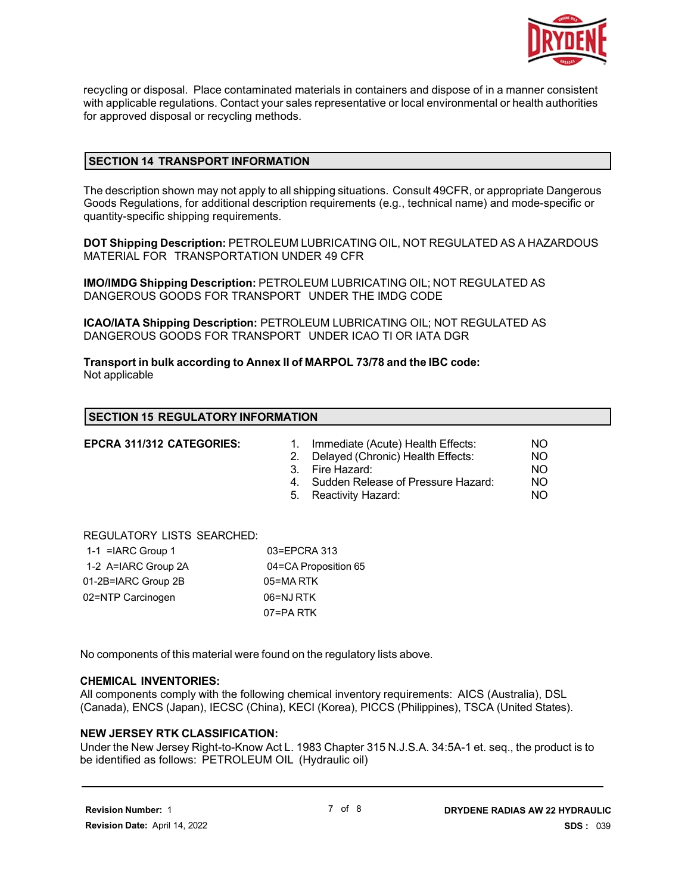recycling or disposal. Place contaminated materials in containers and dispose of in a manner consistent with applicable regulations. Contact your sales representative or local environmental or health authorities for approved disposal or recycling methods.

## SECTION 14 TRANSPORT INFORMATION

The description shown may not apply to all shipping situations. Consult 49CFR, or appropriate Dangerous Goods Regulations, for additional description requirements (e.g., technical name) and mode-specific or quantity-specific shipping requirements.

**DOT Shipping Description:** PETROLEUM LUBRICATING OIL, NOT REGULATED AS A HAZARDOUS MATERIAL FOR TRANSPORTATION UNDER 49 CFR

**IMO/IMDG Shipping Description:** PETROLEUM LUBRICATING OIL; NOT REGULATED AS DANGEROUS GOODS FOR TRANSPORT UNDER THE IMDG CODE

**ICAO/IATA Shipping Description:** PETROLEUM LUBRICATING OIL; NOT REGULATED AS DANGEROUS GOODS FOR TRANSPORT UNDER ICAO TI OR IATA DGR

**Transport in bulk according to Annex II of MARPOL 73/78 and the IBC code:**
Not applicable

## SECTION 15 REGULATORY INFORMATION

**EPCRA 311/312 CATEGORIES:**

1. Immediate (Acute) Health Effects: NO
2. Delayed (Chronic) Health Effects: NO
3. Fire Hazard: NO
4. Sudden Release of Pressure Hazard: NO
5. Reactivity Hazard: NO

REGULATORY LISTS SEARCHED:

| | |
|---|---|
| 1-1 =IARC Group 1 | 03=EPCRA 313 |
| 1-2 A=IARC Group 2A | 04=CA Proposition 65 |
| 01-2B=IARC Group 2B | 05=MA RTK |
| 02=NTP Carcinogen | 06=NJ RTK |
| | 07=PA RTK |

No components of this material were found on the regulatory lists above.

**CHEMICAL INVENTORIES:**
All components comply with the following chemical inventory requirements: AICS (Australia), DSL (Canada), ENCS (Japan), IECSC (China), KECI (Korea), PICCS (Philippines), TSCA (United States).

**NEW JERSEY RTK CLASSIFICATION:**
Under the New Jersey Right-to-Know Act L. 1983 Chapter 315 N.J.S.A. 34:5A-1 et. seq., the product is to be identified as follows: PETROLEUM OIL (Hydraulic oil)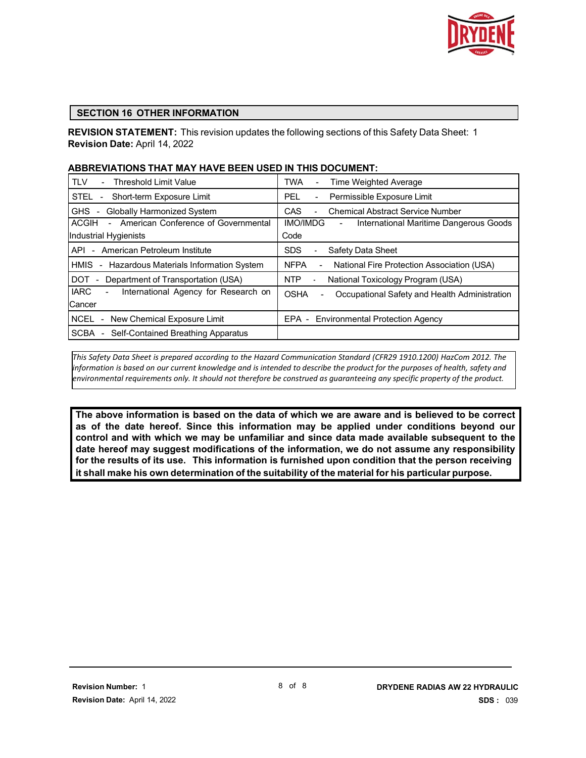## SECTION 16 OTHER INFORMATION

**REVISION STATEMENT:** This revision updates the following sections of this Safety Data Sheet: 1
**Revision Date:** April 14, 2022

**ABBREVIATIONS THAT MAY HAVE BEEN USED IN THIS DOCUMENT:**

| | |
|---|---|
| TLV - Threshold Limit Value | TWA - Time Weighted Average |
| STEL - Short-term Exposure Limit | PEL - Permissible Exposure Limit |
| GHS - Globally Harmonized System | CAS - Chemical Abstract Service Number |
| ACGIH - American Conference of Governmental Industrial Hygienists | IMO/IMDG - International Maritime Dangerous Goods Code |
| API - American Petroleum Institute | SDS - Safety Data Sheet |
| HMIS - Hazardous Materials Information System | NFPA - National Fire Protection Association (USA) |
| DOT - Department of Transportation (USA) | NTP - National Toxicology Program (USA) |
| IARC - International Agency for Research on Cancer | OSHA - Occupational Safety and Health Administration |
| NCEL - New Chemical Exposure Limit | EPA - Environmental Protection Agency |
| SCBA - Self-Contained Breathing Apparatus | |

*This Safety Data Sheet is prepared according to the Hazard Communication Standard (CFR29 1910.1200) HazCom 2012. The information is based on our current knowledge and is intended to describe the product for the purposes of health, safety and environmental requirements only. It should not therefore be construed as guaranteeing any specific property of the product.*

**The above information is based on the data of which we are aware and is believed to be correct as of the date hereof. Since this information may be applied under conditions beyond our control and with which we may be unfamiliar and since data made available subsequent to the date hereof may suggest modifications of the information, we do not assume any responsibility for the results of its use. This information is furnished upon condition that the person receiving it shall make his own determination of the suitability of the material for his particular purpose.**